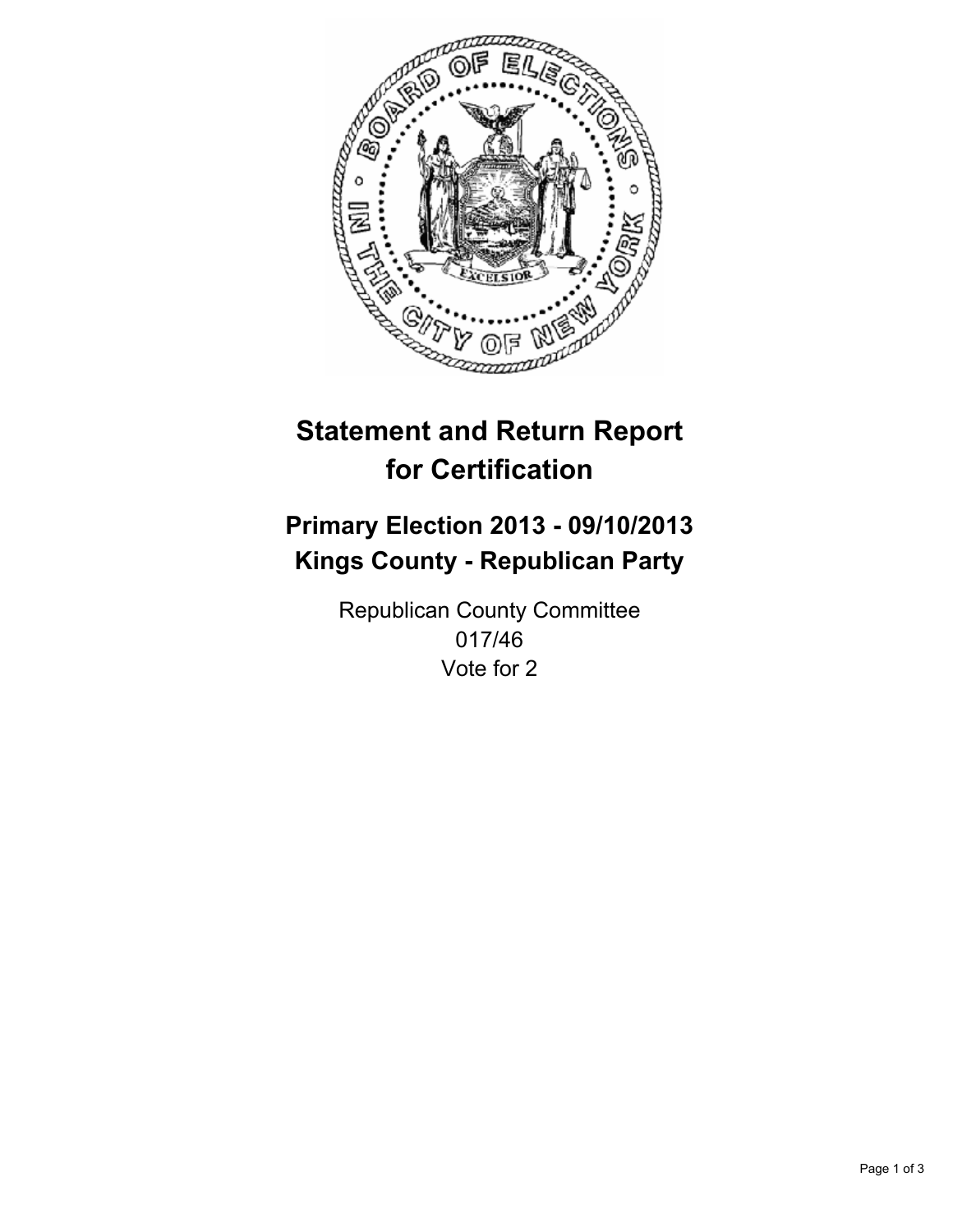# Statement and Return Report for Certification

## Primary Election 2013 - 09/10/2013
## Kings County - Republican Party

Republican County Committee
017/46
Vote for 2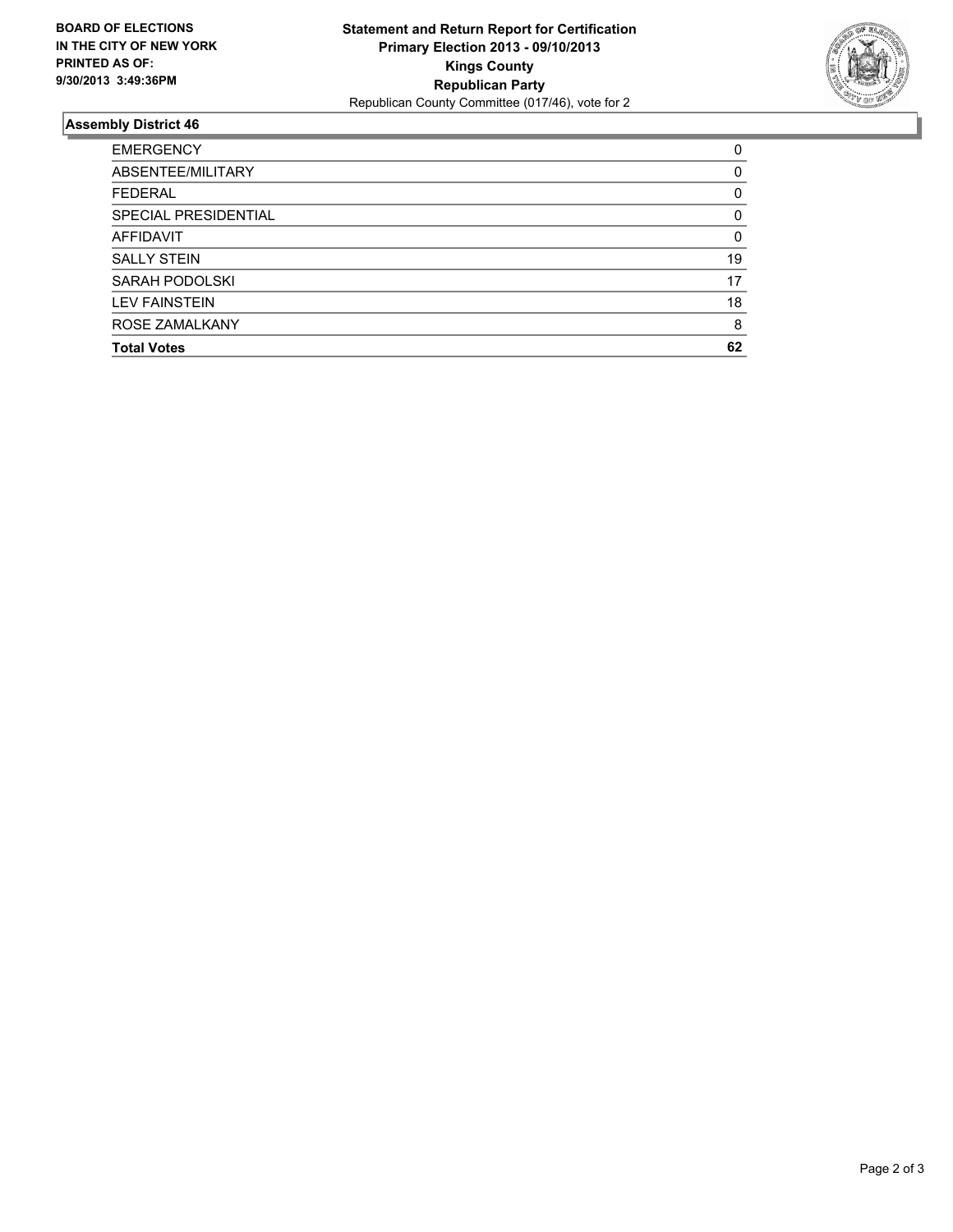**BOARD OF ELECTIONS IN THE CITY OF NEW YORK PRINTED AS OF: 9/30/2013 3:49:36PM**

**Statement and Return Report for Certification**
**Primary Election 2013 - 09/10/2013**
**Kings County**
**Republican Party**
Republican County Committee (017/46), vote for 2

## Assembly District 46

| | |
|---|---|
| EMERGENCY | 0 |
| ABSENTEE/MILITARY | 0 |
| FEDERAL | 0 |
| SPECIAL PRESIDENTIAL | 0 |
| AFFIDAVIT | 0 |
| SALLY STEIN | 19 |
| SARAH PODOLSKI | 17 |
| LEV FAINSTEIN | 18 |
| ROSE ZAMALKANY | 8 |
| **Total Votes** | **62** |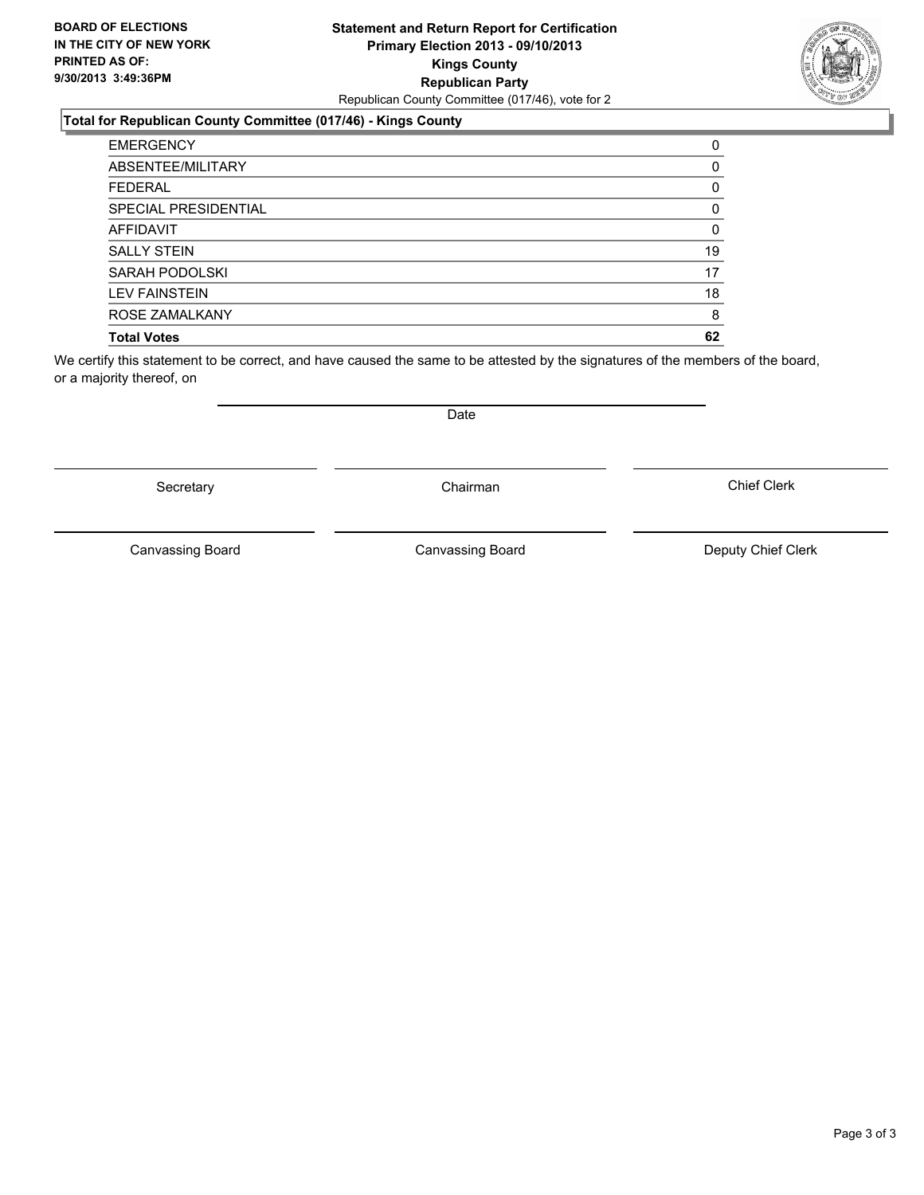**BOARD OF ELECTIONS IN THE CITY OF NEW YORK PRINTED AS OF: 9/30/2013 3:49:36PM**

**Statement and Return Report for Certification**
**Primary Election 2013 - 09/10/2013**
**Kings County**
**Republican Party**
Republican County Committee (017/46), vote for 2

### Total for Republican County Committee (017/46) - Kings County

| | |
|---|---|
| EMERGENCY | 0 |
| ABSENTEE/MILITARY | 0 |
| FEDERAL | 0 |
| SPECIAL PRESIDENTIAL | 0 |
| AFFIDAVIT | 0 |
| SALLY STEIN | 19 |
| SARAH PODOLSKI | 17 |
| LEV FAINSTEIN | 18 |
| ROSE ZAMALKANY | 8 |
| **Total Votes** | **62** |

We certify this statement to be correct, and have caused the same to be attested by the signatures of the members of the board, or a majority thereof, on

Date

Secretary | Chairman | Chief Clerk

Canvassing Board | Canvassing Board | Deputy Chief Clerk